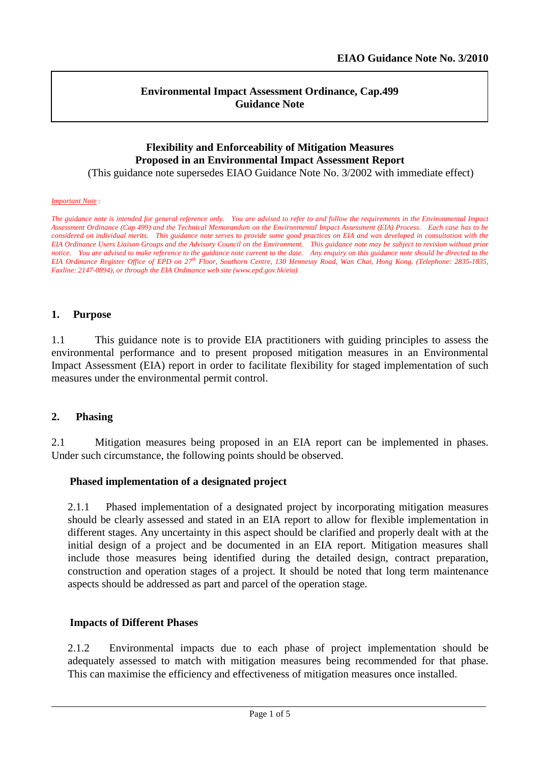**EIAO Guidance Note No. 3/2010**

**Environmental Impact Assessment Ordinance, Cap.499**
**Guidance Note**

# Flexibility and Enforceability of Mitigation Measures Proposed in an Environmental Impact Assessment Report

(This guidance note supersedes EIAO Guidance Note No. 3/2002 with immediate effect)

*Important Note :*

*The guidance note is intended for general reference only. You are advised to refer to and follow the requirements in the Environmental Impact Assessment Ordinance (Cap 499) and the Technical Memorandum on the Environmental Impact Assessment (EIA) Process. Each case has to be considered on individual merits. This guidance note serves to provide some good practices on EIA and was developed in consultation with the EIA Ordinance Users Liaison Groups and the Advisory Council on the Environment. This guidance note may be subject to revision without prior notice. You are advised to make reference to the guidance note current to the date. Any enquiry on this guidance note should be directed to the EIA Ordinance Register Office of EPD on 27th Floor, Southorn Centre, 130 Hennessy Road, Wan Chai, Hong Kong. (Telephone: 2835-1835, Faxline: 2147-0894), or through the EIA Ordinance web site (www.epd.gov.hk/eia)*

## 1. Purpose

1.1 This guidance note is to provide EIA practitioners with guiding principles to assess the environmental performance and to present proposed mitigation measures in an Environmental Impact Assessment (EIA) report in order to facilitate flexibility for staged implementation of such measures under the environmental permit control.

## 2. Phasing

2.1 Mitigation measures being proposed in an EIA report can be implemented in phases. Under such circumstance, the following points should be observed.

### Phased implementation of a designated project

2.1.1 Phased implementation of a designated project by incorporating mitigation measures should be clearly assessed and stated in an EIA report to allow for flexible implementation in different stages. Any uncertainty in this aspect should be clarified and properly dealt with at the initial design of a project and be documented in an EIA report. Mitigation measures shall include those measures being identified during the detailed design, contract preparation, construction and operation stages of a project. It should be noted that long term maintenance aspects should be addressed as part and parcel of the operation stage.

### Impacts of Different Phases

2.1.2 Environmental impacts due to each phase of project implementation should be adequately assessed to match with mitigation measures being recommended for that phase. This can maximise the efficiency and effectiveness of mitigation measures once installed.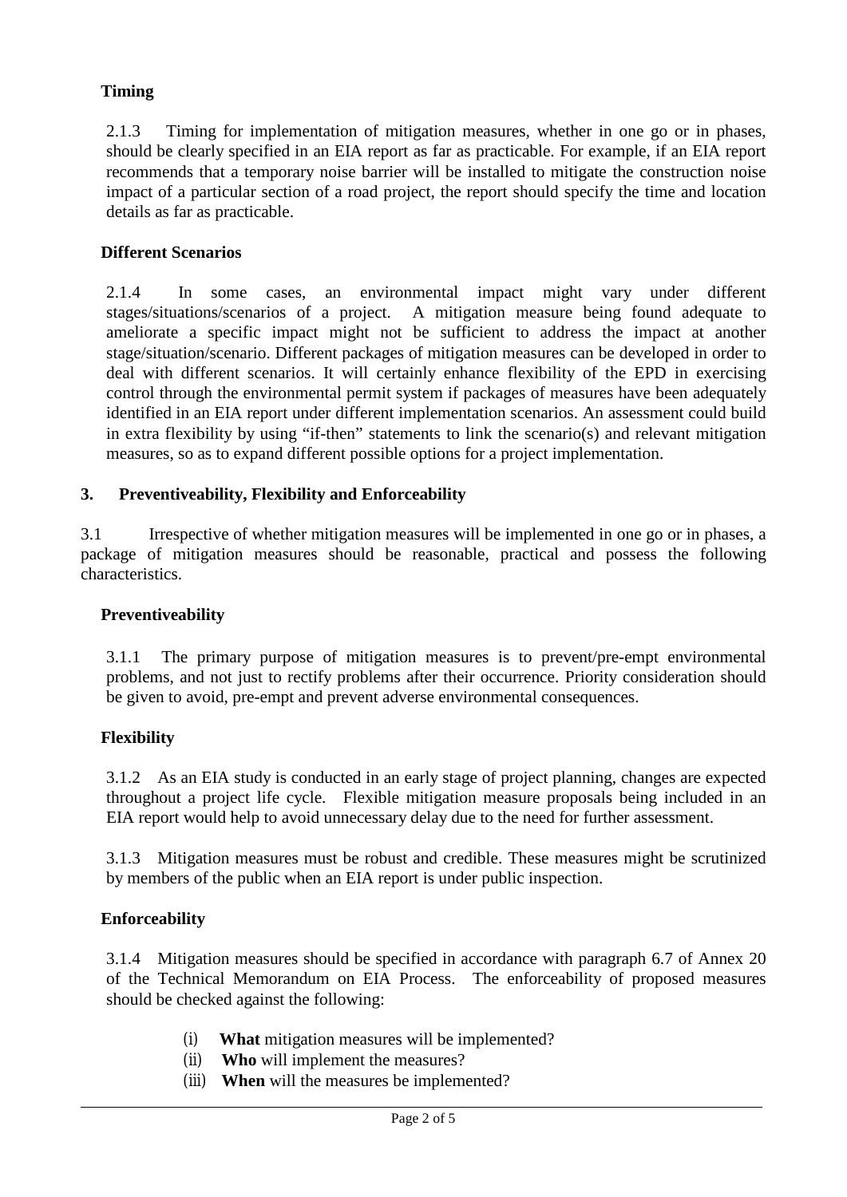### Timing

2.1.3 Timing for implementation of mitigation measures, whether in one go or in phases, should be clearly specified in an EIA report as far as practicable. For example, if an EIA report recommends that a temporary noise barrier will be installed to mitigate the construction noise impact of a particular section of a road project, the report should specify the time and location details as far as practicable.

### Different Scenarios

2.1.4 In some cases, an environmental impact might vary under different stages/situations/scenarios of a project. A mitigation measure being found adequate to ameliorate a specific impact might not be sufficient to address the impact at another stage/situation/scenario. Different packages of mitigation measures can be developed in order to deal with different scenarios. It will certainly enhance flexibility of the EPD in exercising control through the environmental permit system if packages of measures have been adequately identified in an EIA report under different implementation scenarios. An assessment could build in extra flexibility by using "if-then" statements to link the scenario(s) and relevant mitigation measures, so as to expand different possible options for a project implementation.

## 3. Preventiveability, Flexibility and Enforceability

3.1 Irrespective of whether mitigation measures will be implemented in one go or in phases, a package of mitigation measures should be reasonable, practical and possess the following characteristics.

### Preventiveability

3.1.1 The primary purpose of mitigation measures is to prevent/pre-empt environmental problems, and not just to rectify problems after their occurrence. Priority consideration should be given to avoid, pre-empt and prevent adverse environmental consequences.

### Flexibility

3.1.2 As an EIA study is conducted in an early stage of project planning, changes are expected throughout a project life cycle. Flexible mitigation measure proposals being included in an EIA report would help to avoid unnecessary delay due to the need for further assessment.

3.1.3 Mitigation measures must be robust and credible. These measures might be scrutinized by members of the public when an EIA report is under public inspection.

### Enforceability

3.1.4 Mitigation measures should be specified in accordance with paragraph 6.7 of Annex 20 of the Technical Memorandum on EIA Process. The enforceability of proposed measures should be checked against the following:

(i) **What** mitigation measures will be implemented?
(ii) **Who** will implement the measures?
(iii) **When** will the measures be implemented?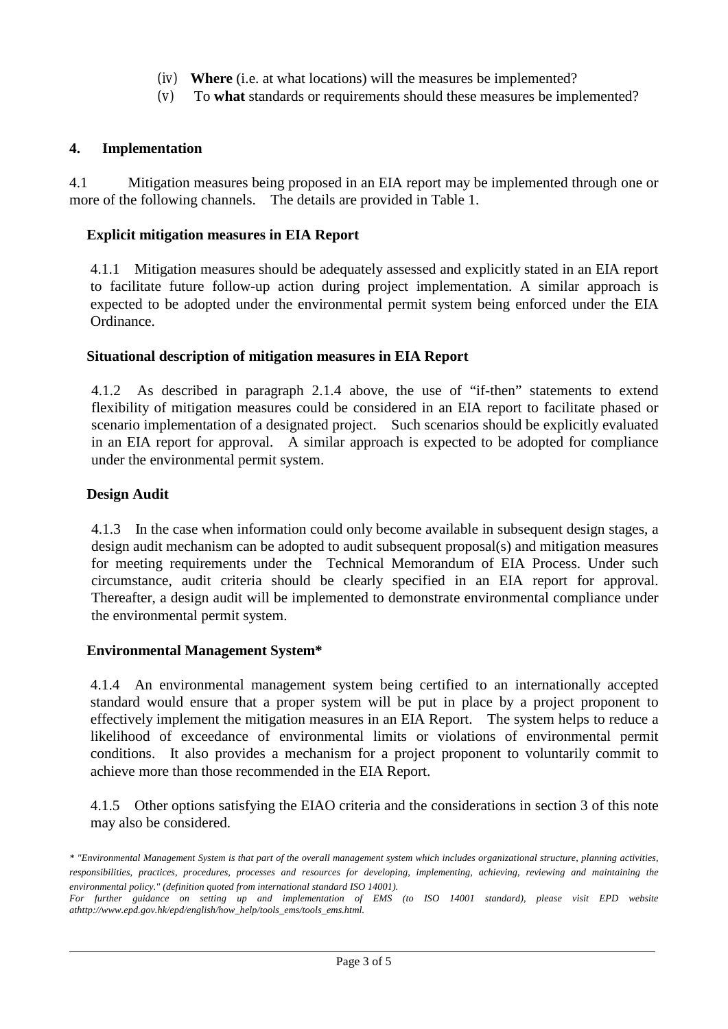(iv) **Where** (i.e. at what locations) will the measures be implemented?

(v) To **what** standards or requirements should these measures be implemented?

## 4. Implementation

4.1 Mitigation measures being proposed in an EIA report may be implemented through one or more of the following channels. The details are provided in Table 1.

**Explicit mitigation measures in EIA Report**

4.1.1 Mitigation measures should be adequately assessed and explicitly stated in an EIA report to facilitate future follow-up action during project implementation. A similar approach is expected to be adopted under the environmental permit system being enforced under the EIA Ordinance.

**Situational description of mitigation measures in EIA Report**

4.1.2 As described in paragraph 2.1.4 above, the use of "if-then" statements to extend flexibility of mitigation measures could be considered in an EIA report to facilitate phased or scenario implementation of a designated project. Such scenarios should be explicitly evaluated in an EIA report for approval. A similar approach is expected to be adopted for compliance under the environmental permit system.

**Design Audit**

4.1.3 In the case when information could only become available in subsequent design stages, a design audit mechanism can be adopted to audit subsequent proposal(s) and mitigation measures for meeting requirements under the Technical Memorandum of EIA Process. Under such circumstance, audit criteria should be clearly specified in an EIA report for approval. Thereafter, a design audit will be implemented to demonstrate environmental compliance under the environmental permit system.

**Environmental Management System***

4.1.4 An environmental management system being certified to an internationally accepted standard would ensure that a proper system will be put in place by a project proponent to effectively implement the mitigation measures in an EIA Report. The system helps to reduce a likelihood of exceedance of environmental limits or violations of environmental permit conditions. It also provides a mechanism for a project proponent to voluntarily commit to achieve more than those recommended in the EIA Report.

4.1.5 Other options satisfying the EIAO criteria and the considerations in section 3 of this note may also be considered.

*\* "Environmental Management System is that part of the overall management system which includes organizational structure, planning activities, responsibilities, practices, procedures, processes and resources for developing, implementing, achieving, reviewing and maintaining the environmental policy." (definition quoted from international standard ISO 14001).*

*For further guidance on setting up and implementation of EMS (to ISO 14001 standard), please visit EPD website athttp://www.epd.gov.hk/epd/english/how_help/tools_ems/tools_ems.html.*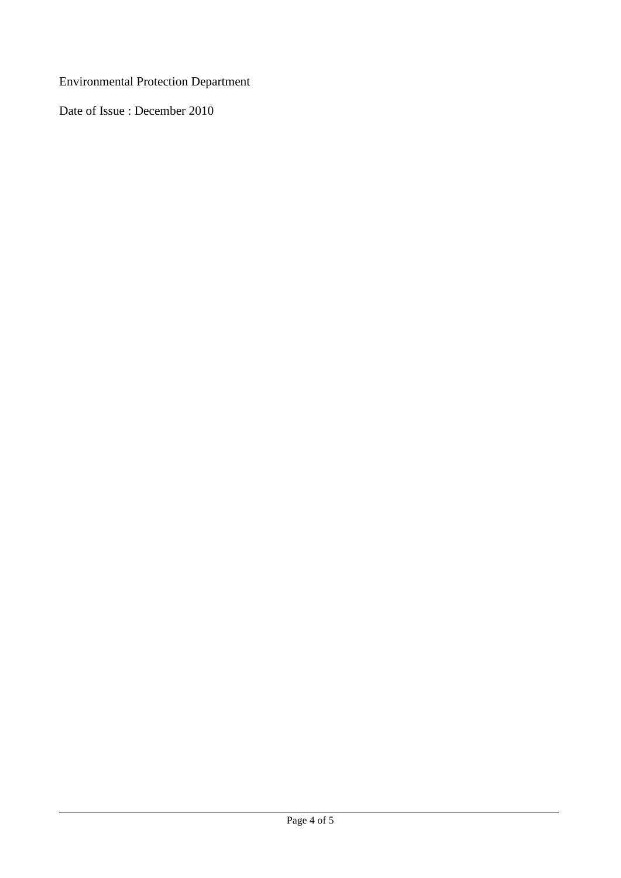Environmental Protection Department

Date of Issue : December 2010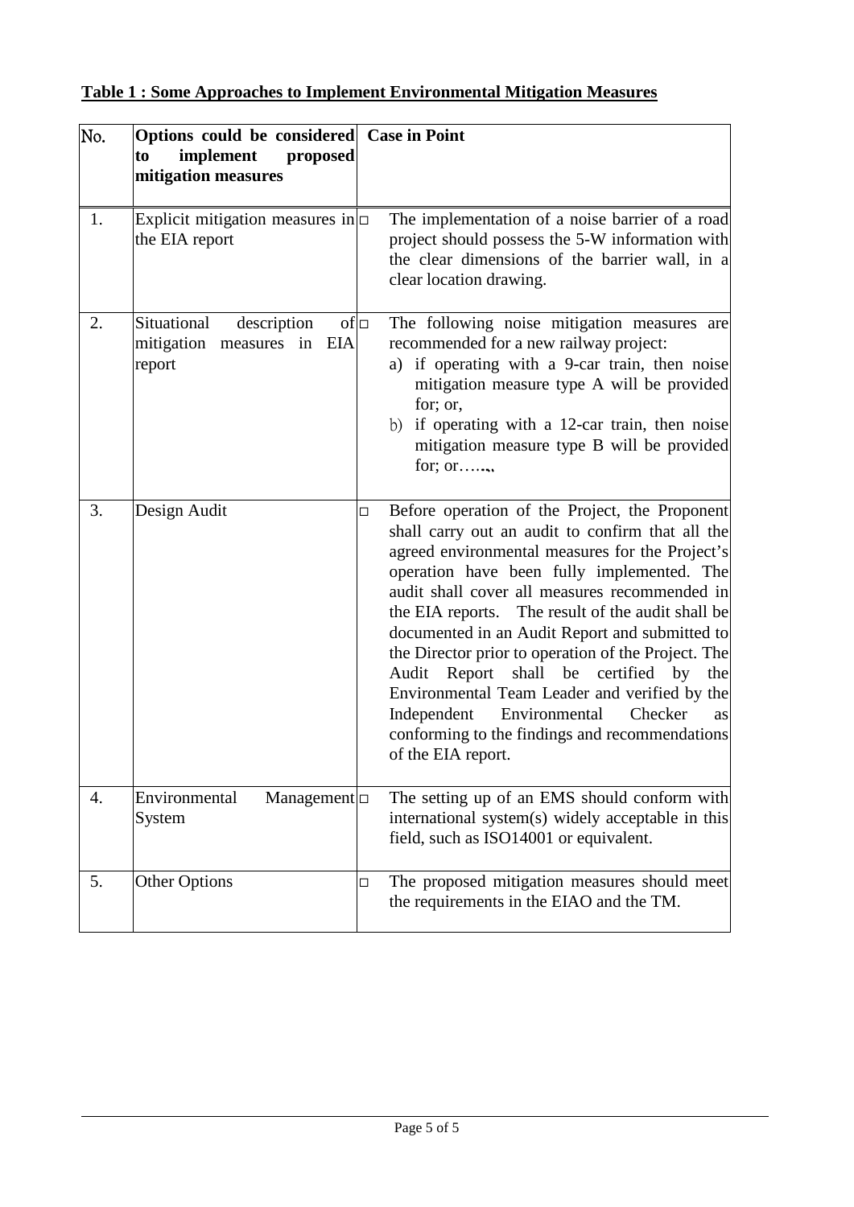**Table 1 : Some Approaches to Implement Environmental Mitigation Measures**

| No. | Options could be considered to implement proposed mitigation measures | Case in Point |
|---|---|---|
| 1. | Explicit mitigation measures in the EIA report | □ The implementation of a noise barrier of a road project should possess the 5-W information with the clear dimensions of the barrier wall, in a clear location drawing. |
| 2. | Situational description of mitigation measures in EIA report | □ The following noise mitigation measures are recommended for a new railway project:<br>a) if operating with a 9-car train, then noise mitigation measure type A will be provided for; or,<br>b) if operating with a 12-car train, then noise mitigation measure type B will be provided for; or…... |
| 3. | Design Audit | □ Before operation of the Project, the Proponent shall carry out an audit to confirm that all the agreed environmental measures for the Project's operation have been fully implemented. The audit shall cover all measures recommended in the EIA reports. The result of the audit shall be documented in an Audit Report and submitted to the Director prior to operation of the Project. The Audit Report shall be certified by the Environmental Team Leader and verified by the Independent Environmental Checker as conforming to the findings and recommendations of the EIA report. |
| 4. | Environmental Management System | □ The setting up of an EMS should conform with international system(s) widely acceptable in this field, such as ISO14001 or equivalent. |
| 5. | Other Options | □ The proposed mitigation measures should meet the requirements in the EIAO and the TM. |